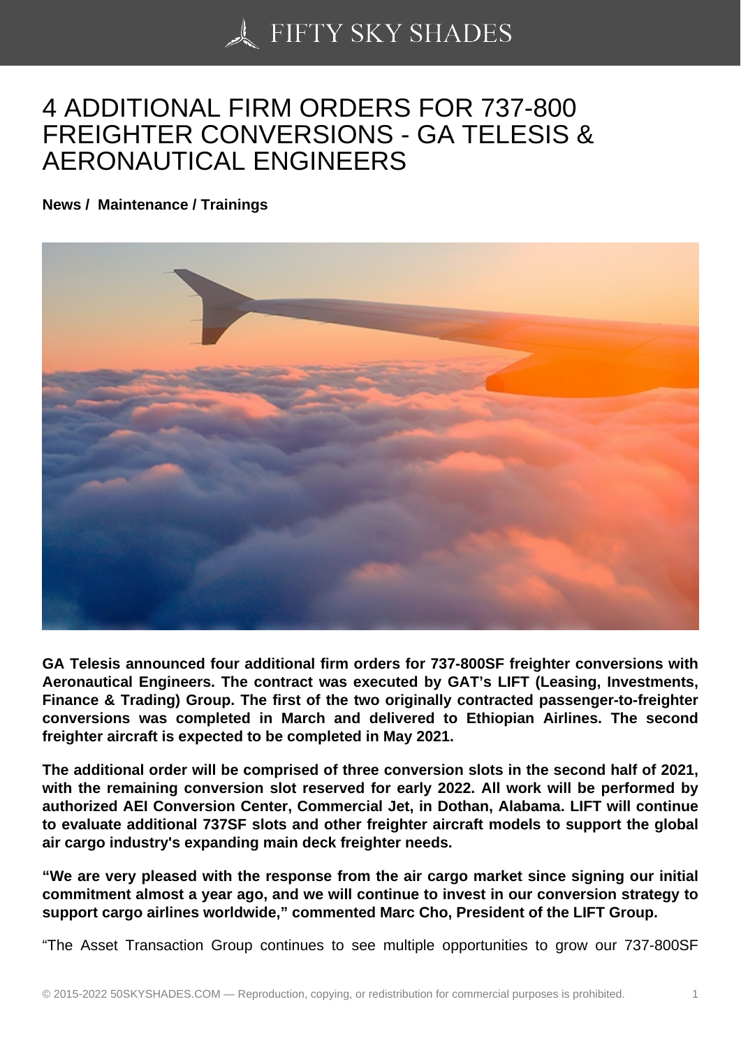# 4 ADDITIONAL FIRM ORDERS FOR 737-800 FREIGHTER CONVERSIONS - GA TELESIS & AERONAUTICAL ENGINEERS

**News / Maintenance / Trainings**

**GA Telesis announced four additional firm orders for 737-800SF freighter conversions with Aeronautical Engineers. The contract was executed by GAT's LIFT (Leasing, Investments, Finance & Trading) Group. The first of the two originally contracted passenger-to-freighter conversions was completed in March and delivered to Ethiopian Airlines. The second freighter aircraft is expected to be completed in May 2021.**

**The additional order will be comprised of three conversion slots in the second half of 2021, with the remaining conversion slot reserved for early 2022. All work will be performed by authorized AEI Conversion Center, Commercial Jet, in Dothan, Alabama. LIFT will continue to evaluate additional 737SF slots and other freighter aircraft models to support the global air cargo industry's expanding main deck freighter needs.**

**"We are very pleased with the response from the air cargo market since signing our initial commitment almost a year ago, and we will continue to invest in our conversion strategy to support cargo airlines worldwide," commented Marc Cho, President of the LIFT Group.**

"The Asset Transaction Group continues to see multiple opportunities to grow our 737-800SF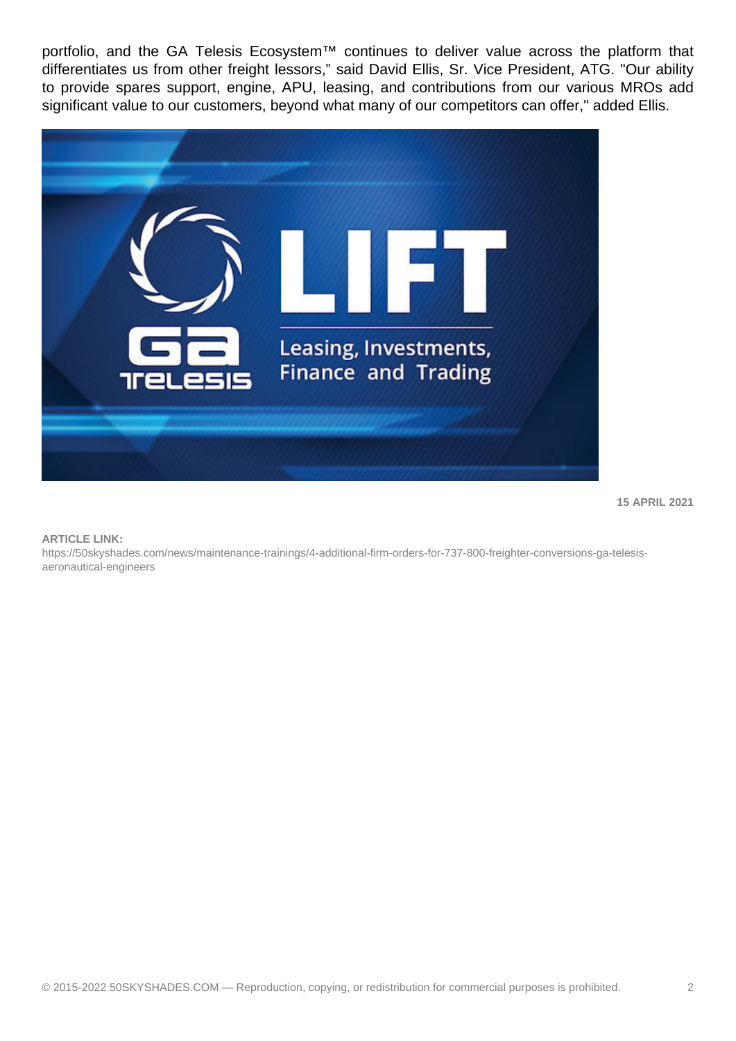portfolio, and the GA Telesis Ecosystem™ continues to deliver value across the platform that differentiates us from other freight lessors," said David Ellis, Sr. Vice President, ATG. "Our ability to provide spares support, engine, APU, leasing, and contributions from our various MROs add significant value to our customers, beyond what many of our competitors can offer," added Ellis.

**15 APRIL 2021**

**ARTICLE LINK:**
https://50skyshades.com/news/maintenance-trainings/4-additional-firm-orders-for-737-800-freighter-conversions-ga-telesis-aeronautical-engineers

© 2015-2022 50SKYSHADES.COM — Reproduction, copying, or redistribution for commercial purposes is prohibited.